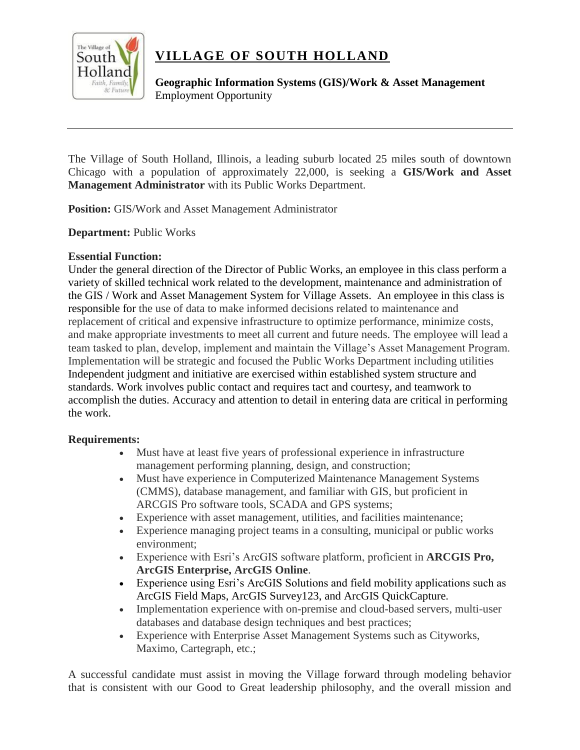# VILLAGE OF SOUTH HOLLAND

**Geographic Information Systems (GIS)/Work & Asset Management**
Employment Opportunity

---

The Village of South Holland, Illinois, a leading suburb located 25 miles south of downtown Chicago with a population of approximately 22,000, is seeking a **GIS/Work and Asset Management Administrator** with its Public Works Department.

**Position:** GIS/Work and Asset Management Administrator

**Department:** Public Works

**Essential Function:**
Under the general direction of the Director of Public Works, an employee in this class perform a variety of skilled technical work related to the development, maintenance and administration of the GIS / Work and Asset Management System for Village Assets. An employee in this class is responsible for the use of data to make informed decisions related to maintenance and replacement of critical and expensive infrastructure to optimize performance, minimize costs, and make appropriate investments to meet all current and future needs. The employee will lead a team tasked to plan, develop, implement and maintain the Village's Asset Management Program. Implementation will be strategic and focused the Public Works Department including utilities Independent judgment and initiative are exercised within established system structure and standards. Work involves public contact and requires tact and courtesy, and teamwork to accomplish the duties. Accuracy and attention to detail in entering data are critical in performing the work.

**Requirements:**

- Must have at least five years of professional experience in infrastructure management performing planning, design, and construction;
- Must have experience in Computerized Maintenance Management Systems (CMMS), database management, and familiar with GIS, but proficient in ARCGIS Pro software tools, SCADA and GPS systems;
- Experience with asset management, utilities, and facilities maintenance;
- Experience managing project teams in a consulting, municipal or public works environment;
- Experience with Esri's ArcGIS software platform, proficient in **ARCGIS Pro, ArcGIS Enterprise, ArcGIS Online**.
- Experience using Esri's ArcGIS Solutions and field mobility applications such as ArcGIS Field Maps, ArcGIS Survey123, and ArcGIS QuickCapture.
- Implementation experience with on-premise and cloud-based servers, multi-user databases and database design techniques and best practices;
- Experience with Enterprise Asset Management Systems such as Cityworks, Maximo, Cartegraph, etc.;

A successful candidate must assist in moving the Village forward through modeling behavior that is consistent with our Good to Great leadership philosophy, and the overall mission and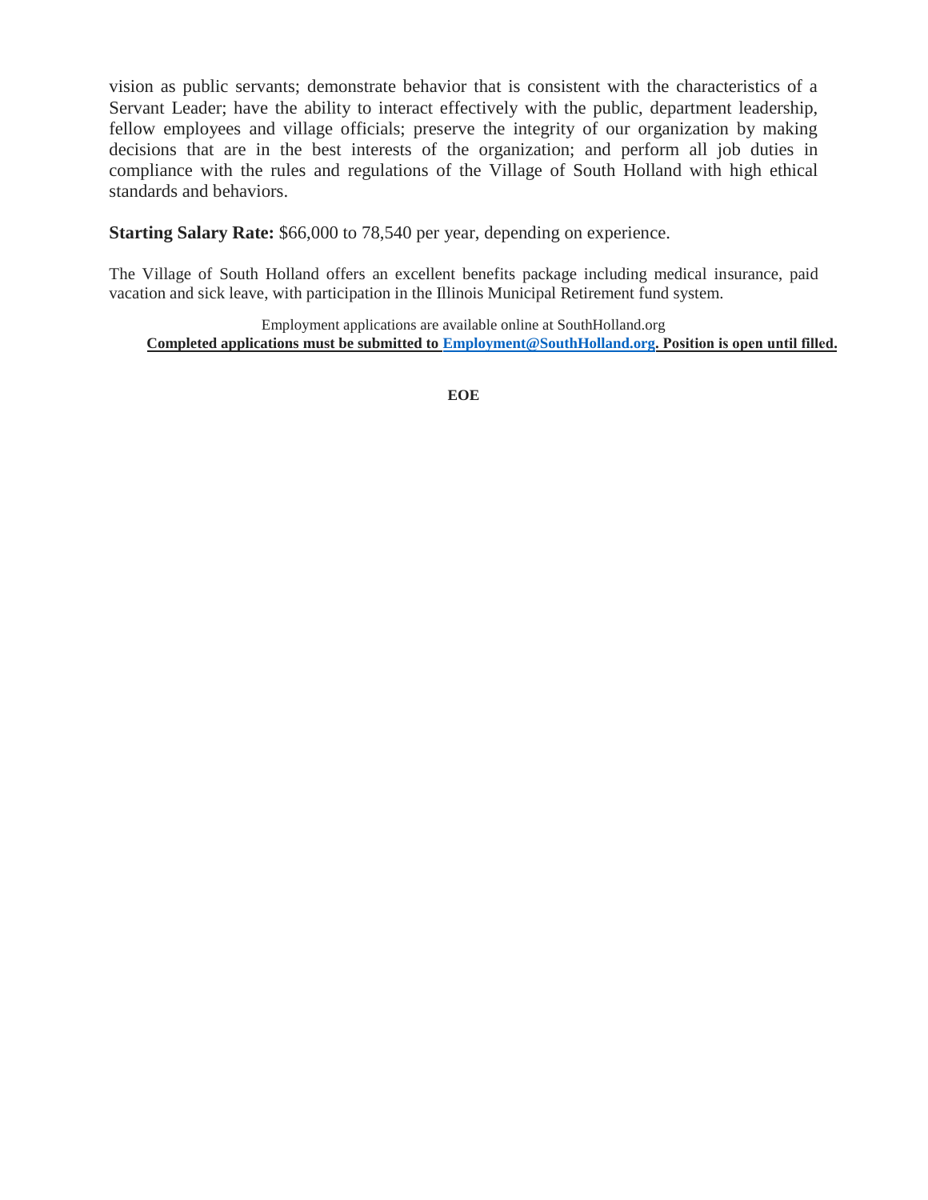vision as public servants; demonstrate behavior that is consistent with the characteristics of a Servant Leader; have the ability to interact effectively with the public, department leadership, fellow employees and village officials; preserve the integrity of our organization by making decisions that are in the best interests of the organization; and perform all job duties in compliance with the rules and regulations of the Village of South Holland with high ethical standards and behaviors.

**Starting Salary Rate:** $66,000 to 78,540 per year, depending on experience.

The Village of South Holland offers an excellent benefits package including medical insurance, paid vacation and sick leave, with participation in the Illinois Municipal Retirement fund system.

Employment applications are available online at SouthHolland.org

**Completed applications must be submitted to Employment@SouthHolland.org. Position is open until filled.**

**EOE**